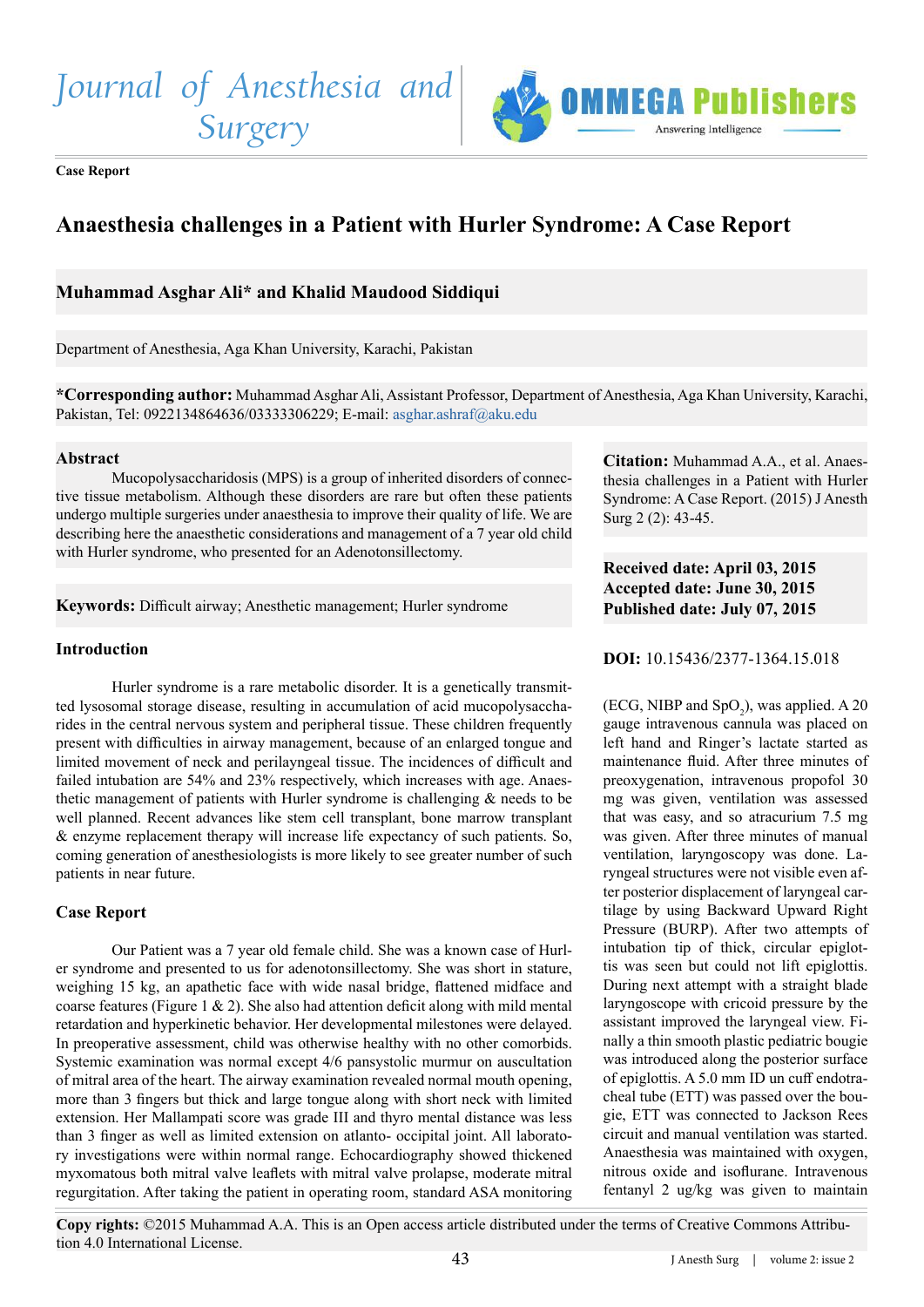Case Report

# Anaesthesia challenges in a Patient with Hurler Syndrome: A Case Report

**Muhammad Asghar Ali\* and Khalid Maudood Siddiqui**

Department of Anesthesia, Aga Khan University, Karachi, Pakistan

**\*Corresponding author:** Muhammad Asghar Ali, Assistant Professor, Department of Anesthesia, Aga Khan University, Karachi, Pakistan, Tel: 0922134864636/03333306229; E-mail: asghar.ashraf@aku.edu

## Abstract

Mucopolysaccharidosis (MPS) is a group of inherited disorders of connective tissue metabolism. Although these disorders are rare but often these patients undergo multiple surgeries under anaesthesia to improve their quality of life. We are describing here the anaesthetic considerations and management of a 7 year old child with Hurler syndrome, who presented for an Adenotonsillectomy.

**Keywords:** Difficult airway; Anesthetic management; Hurler syndrome

**Citation:** Muhammad A.A., et al. Anaesthesia challenges in a Patient with Hurler Syndrome: A Case Report. (2015) J Anesth Surg 2 (2): 43-45.

**Received date: April 03, 2015**
**Accepted date: June 30, 2015**
**Published date: July 07, 2015**

**DOI:** 10.15436/2377-1364.15.018

## Introduction

Hurler syndrome is a rare metabolic disorder. It is a genetically transmitted lysosomal storage disease, resulting in accumulation of acid mucopolysaccharides in the central nervous system and peripheral tissue. These children frequently present with difficulties in airway management, because of an enlarged tongue and limited movement of neck and perilaryngeal tissue. The incidences of difficult and failed intubation are 54% and 23% respectively, which increases with age. Anaesthetic management of patients with Hurler syndrome is challenging & needs to be well planned. Recent advances like stem cell transplant, bone marrow transplant & enzyme replacement therapy will increase life expectancy of such patients. So, coming generation of anesthesiologists is more likely to see greater number of such patients in near future.

## Case Report

Our Patient was a 7 year old female child. She was a known case of Hurler syndrome and presented to us for adenotonsillectomy. She was short in stature, weighing 15 kg, an apathetic face with wide nasal bridge, flattened midface and coarse features (Figure 1 & 2). She also had attention deficit along with mild mental retardation and hyperkinetic behavior. Her developmental milestones were delayed. In preoperative assessment, child was otherwise healthy with no other comorbids. Systemic examination was normal except 4/6 pansystolic murmur on auscultation of mitral area of the heart. The airway examination revealed normal mouth opening, more than 3 fingers but thick and large tongue along with short neck with limited extension. Her Mallampati score was grade III and thyro mental distance was less than 3 finger as well as limited extension on atlanto- occipital joint. All laboratory investigations were within normal range. Echocardiography showed thickened myxomatous both mitral valve leaflets with mitral valve prolapse, moderate mitral regurgitation. After taking the patient in operating room, standard ASA monitoring (ECG, NIBP and $SpO_2$), was applied. A 20 gauge intravenous cannula was placed on left hand and Ringer's lactate started as maintenance fluid. After three minutes of preoxygenation, intravenous propofol 30 mg was given, ventilation was assessed that was easy, and so atracurium 7.5 mg was given. After three minutes of manual ventilation, laryngoscopy was done. Laryngeal structures were not visible even after posterior displacement of laryngeal cartilage by using Backward Upward Right Pressure (BURP). After two attempts of intubation tip of thick, circular epiglottis was seen but could not lift epiglottis. During next attempt with a straight blade laryngoscope with cricoid pressure by the assistant improved the laryngeal view. Finally a thin smooth plastic pediatric bougie was introduced along the posterior surface of epiglottis. A 5.0 mm ID un cuff endotracheal tube (ETT) was passed over the bougie, ETT was connected to Jackson Rees circuit and manual ventilation was started. Anaesthesia was maintained with oxygen, nitrous oxide and isoflurane. Intravenous fentanyl 2 ug/kg was given to maintain

**Copy rights:** ©2015 Muhammad A.A. This is an Open access article distributed under the terms of Creative Commons Attribution 4.0 International License.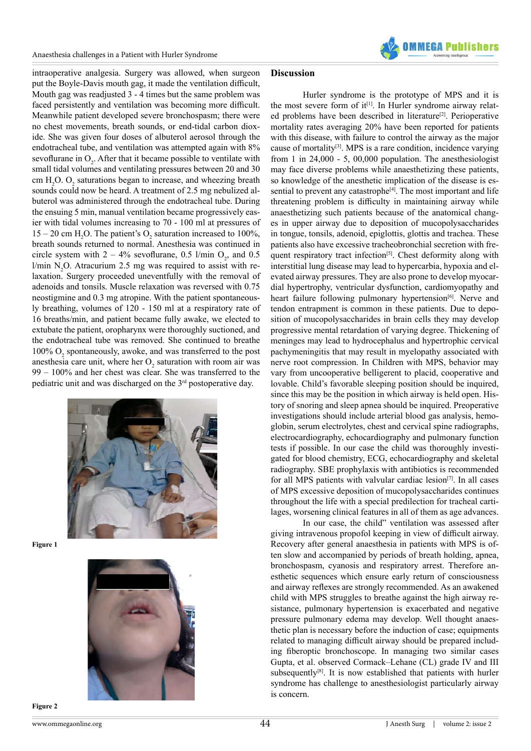intraoperative analgesia. Surgery was allowed, when surgeon put the Boyle-Davis mouth gag, it made the ventilation difficult, Mouth gag was readjusted 3 - 4 times but the same problem was faced persistently and ventilation was becoming more difficult. Meanwhile patient developed severe bronchospasm; there were no chest movements, breath sounds, or end-tidal carbon dioxide. She was given four doses of albuterol aerosol through the endotracheal tube, and ventilation was attempted again with 8% sevoflurane in $O_2$. After that it became possible to ventilate with small tidal volumes and ventilating pressures between 20 and 30 cm $H_2O$. $O_2$ saturations began to increase, and wheezing breath sounds could now be heard. A treatment of 2.5 mg nebulized albuterol was administered through the endotracheal tube. During the ensuing 5 min, manual ventilation became progressively easier with tidal volumes increasing to 70 - 100 ml at pressures of 15 – 20 cm $H_2O$. The patient's $O_2$ saturation increased to 100%, breath sounds returned to normal. Anesthesia was continued in circle system with 2 – 4% sevoflurane, 0.5 l/min $O_2$, and 0.5 l/min $N_2O$. Atracurium 2.5 mg was required to assist with relaxation. Surgery proceeded uneventfully with the removal of adenoids and tonsils. Muscle relaxation was reversed with 0.75 neostigmine and 0.3 mg atropine. With the patient spontaneously breathing, volumes of 120 - 150 ml at a respiratory rate of 16 breaths/min, and patient became fully awake, we elected to extubate the patient, oropharynx were thoroughly suctioned, and the endotracheal tube was removed. She continued to breathe 100% $O_2$ spontaneously, awoke, and was transferred to the post anesthesia care unit, where her $O_2$ saturation with room air was 99 – 100% and her chest was clear. She was transferred to the pediatric unit and was discharged on the 3rd postoperative day.

Figure 1

Figure 2

## Discussion

Hurler syndrome is the prototype of MPS and it is the most severe form of it[1]. In Hurler syndrome airway related problems have been described in literature[2]. Perioperative mortality rates averaging 20% have been reported for patients with this disease, with failure to control the airway as the major cause of mortality[3]. MPS is a rare condition, incidence varying from 1 in 24,000 - 5, 00,000 population. The anesthesiologist may face diverse problems while anaesthetizing these patients, so knowledge of the anesthetic implication of the disease is essential to prevent any catastrophe[4]. The most important and life threatening problem is difficulty in maintaining airway while anaesthetizing such patients because of the anatomical changes in upper airway due to deposition of mucopolysaccharides in tongue, tonsils, adenoid, epiglottis, glottis and trachea. These patients also have excessive tracheobronchial secretion with frequent respiratory tract infection[5]. Chest deformity along with interstitial lung disease may lead to hypercarbia, hypoxia and elevated airway pressures. They are also prone to develop myocardial hypertrophy, ventricular dysfunction, cardiomyopathy and heart failure following pulmonary hypertension[6]. Nerve and tendon entrapment is common in these patients. Due to deposition of mucopolysaccharides in brain cells they may develop progressive mental retardation of varying degree. Thickening of meninges may lead to hydrocephalus and hypertrophic cervical pachymeningitis that may result in myelopathy associated with nerve root compression. In Children with MPS, behavior may vary from uncooperative belligerent to placid, cooperative and lovable. Child's favorable sleeping position should be inquired, since this may be the position in which airway is held open. History of snoring and sleep apnea should be inquired. Preoperative investigations should include arterial blood gas analysis, hemoglobin, serum electrolytes, chest and cervical spine radiographs, electrocardiography, echocardiography and pulmonary function tests if possible. In our case the child was thoroughly investigated for blood chemistry, ECG, echocardiography and skeletal radiography. SBE prophylaxis with antibiotics is recommended for all MPS patients with valvular cardiac lesion[7]. In all cases of MPS excessive deposition of mucopolysaccharides continues throughout the life with a special predilection for tracheal cartilages, worsening clinical features in all of them as age advances.

In our case, the child" ventilation was assessed after giving intravenous propofol keeping in view of difficult airway. Recovery after general anaesthesia in patients with MPS is often slow and accompanied by periods of breath holding, apnea, bronchospasm, cyanosis and respiratory arrest. Therefore anesthetic sequences which ensure early return of consciousness and airway reflexes are strongly recommended. As an awakened child with MPS struggles to breathe against the high airway resistance, pulmonary hypertension is exacerbated and negative pressure pulmonary edema may develop. Well thought anaesthetic plan is necessary before the induction of case; equipments related to managing difficult airway should be prepared including fiberoptic bronchoscope. In managing two similar cases Gupta, et al. observed Cormack–Lehane (CL) grade IV and III subsequently[8]. It is now established that patients with hurler syndrome has challenge to anesthesiologist particularly airway is concern.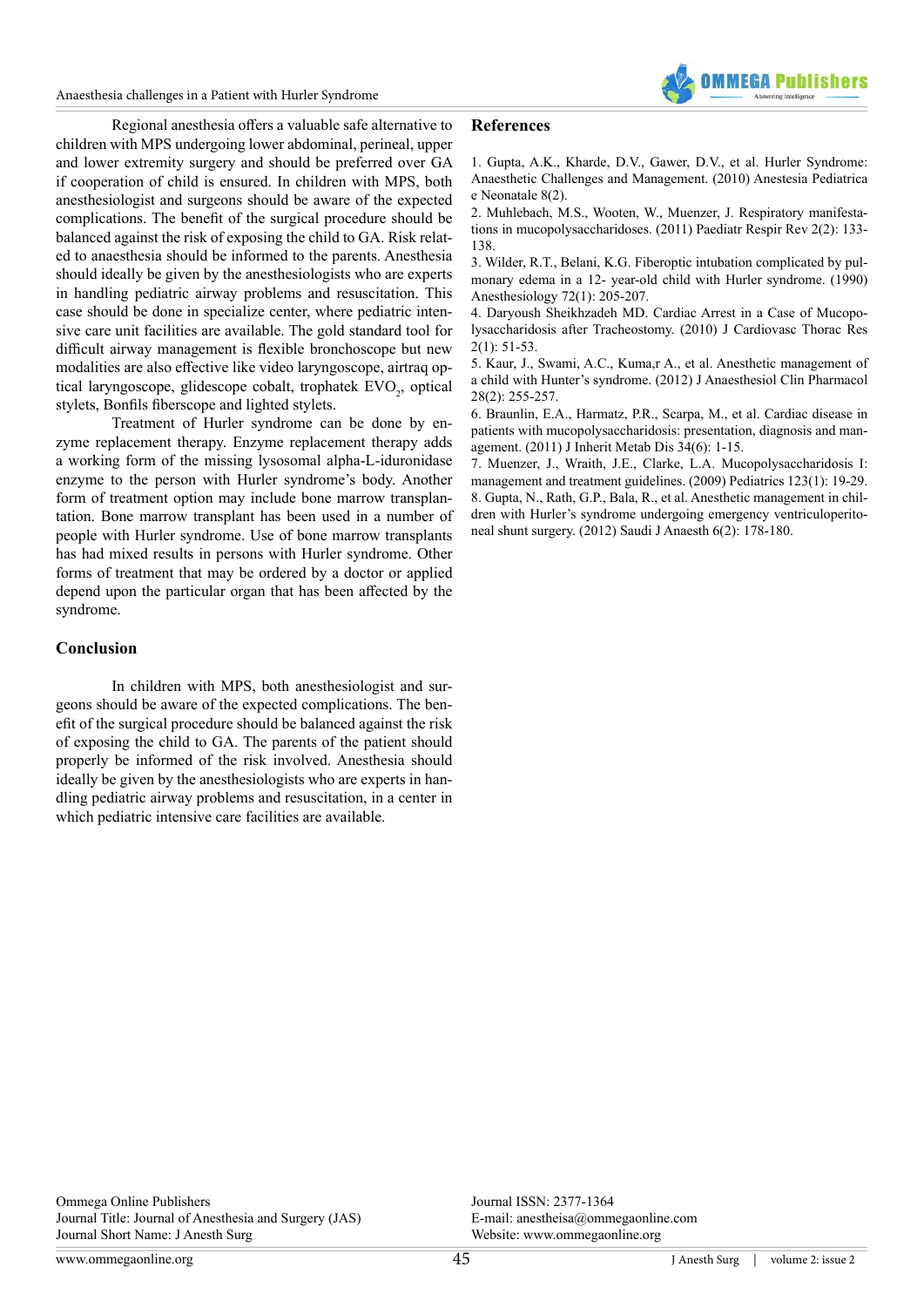Regional anesthesia offers a valuable safe alternative to children with MPS undergoing lower abdominal, perineal, upper and lower extremity surgery and should be preferred over GA if cooperation of child is ensured. In children with MPS, both anesthesiologist and surgeons should be aware of the expected complications. The benefit of the surgical procedure should be balanced against the risk of exposing the child to GA. Risk related to anaesthesia should be informed to the parents. Anesthesia should ideally be given by the anesthesiologists who are experts in handling pediatric airway problems and resuscitation. This case should be done in specialize center, where pediatric intensive care unit facilities are available. The gold standard tool for difficult airway management is flexible bronchoscope but new modalities are also effective like video laryngoscope, airtraq optical laryngoscope, glidescope cobalt, trophatek $EVO_2$, optical stylets, Bonfils fiberscope and lighted stylets.

Treatment of Hurler syndrome can be done by enzyme replacement therapy. Enzyme replacement therapy adds a working form of the missing lysosomal alpha-L-iduronidase enzyme to the person with Hurler syndrome's body. Another form of treatment option may include bone marrow transplantation. Bone marrow transplant has been used in a number of people with Hurler syndrome. Use of bone marrow transplants has had mixed results in persons with Hurler syndrome. Other forms of treatment that may be ordered by a doctor or applied depend upon the particular organ that has been affected by the syndrome.

## Conclusion

In children with MPS, both anesthesiologist and surgeons should be aware of the expected complications. The benefit of the surgical procedure should be balanced against the risk of exposing the child to GA. The parents of the patient should properly be informed of the risk involved. Anesthesia should ideally be given by the anesthesiologists who are experts in handling pediatric airway problems and resuscitation, in a center in which pediatric intensive care facilities are available.

## References

1. Gupta, A.K., Kharde, D.V., Gawer, D.V., et al. Hurler Syndrome: Anaesthetic Challenges and Management. (2010) Anestesia Pediatrica e Neonatale 8(2).
2. Muhlebach, M.S., Wooten, W., Muenzer, J. Respiratory manifestations in mucopolysaccharidoses. (2011) Paediatr Respir Rev 2(2): 133-138.
3. Wilder, R.T., Belani, K.G. Fiberoptic intubation complicated by pulmonary edema in a 12- year-old child with Hurler syndrome. (1990) Anesthesiology 72(1): 205-207.
4. Daryoush Sheikhzadeh MD. Cardiac Arrest in a Case of Mucopolysaccharidosis after Tracheostomy. (2010) J Cardiovasc Thorac Res 2(1): 51-53.
5. Kaur, J., Swami, A.C., Kuma,r A., et al. Anesthetic management of a child with Hunter's syndrome. (2012) J Anaesthesiol Clin Pharmacol 28(2): 255-257.
6. Braunlin, E.A., Harmatz, P.R., Scarpa, M., et al. Cardiac disease in patients with mucopolysaccharidosis: presentation, diagnosis and management. (2011) J Inherit Metab Dis 34(6): 1-15.
7. Muenzer, J., Wraith, J.E., Clarke, L.A. Mucopolysaccharidosis I: management and treatment guidelines. (2009) Pediatrics 123(1): 19-29.
8. Gupta, N., Rath, G.P., Bala, R., et al. Anesthetic management in children with Hurler's syndrome undergoing emergency ventriculoperitoneal shunt surgery. (2012) Saudi J Anaesth 6(2): 178-180.